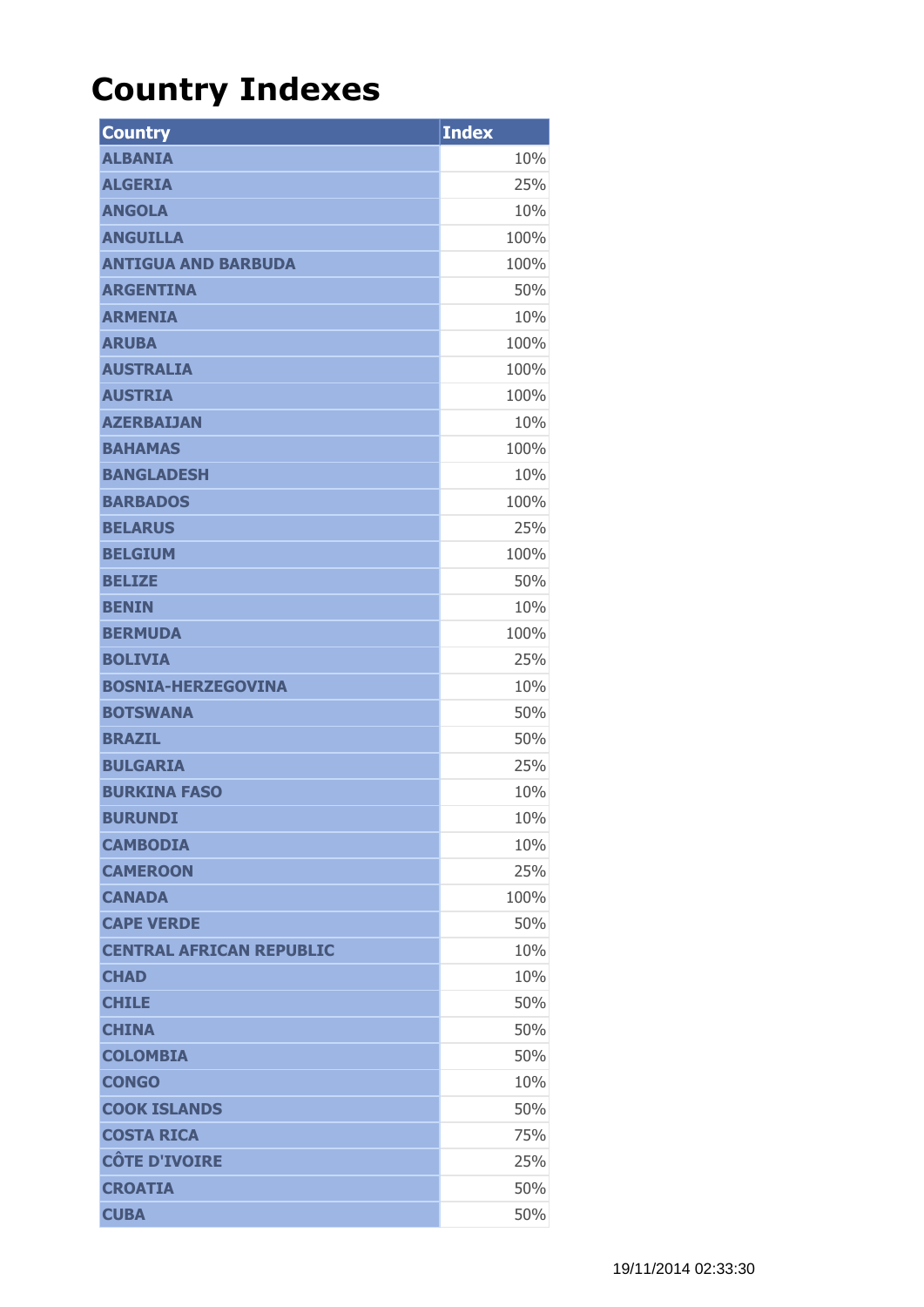# Country Indexes

| Country | Index |
|---|---|
| ALBANIA | 10% |
| ALGERIA | 25% |
| ANGOLA | 10% |
| ANGUILLA | 100% |
| ANTIGUA AND BARBUDA | 100% |
| ARGENTINA | 50% |
| ARMENIA | 10% |
| ARUBA | 100% |
| AUSTRALIA | 100% |
| AUSTRIA | 100% |
| AZERBAIJAN | 10% |
| BAHAMAS | 100% |
| BANGLADESH | 10% |
| BARBADOS | 100% |
| BELARUS | 25% |
| BELGIUM | 100% |
| BELIZE | 50% |
| BENIN | 10% |
| BERMUDA | 100% |
| BOLIVIA | 25% |
| BOSNIA-HERZEGOVINA | 10% |
| BOTSWANA | 50% |
| BRAZIL | 50% |
| BULGARIA | 25% |
| BURKINA FASO | 10% |
| BURUNDI | 10% |
| CAMBODIA | 10% |
| CAMEROON | 25% |
| CANADA | 100% |
| CAPE VERDE | 50% |
| CENTRAL AFRICAN REPUBLIC | 10% |
| CHAD | 10% |
| CHILE | 50% |
| CHINA | 50% |
| COLOMBIA | 50% |
| CONGO | 10% |
| COOK ISLANDS | 50% |
| COSTA RICA | 75% |
| CÔTE D'IVOIRE | 25% |
| CROATIA | 50% |
| CUBA | 50% |

19/11/2014 02:33:30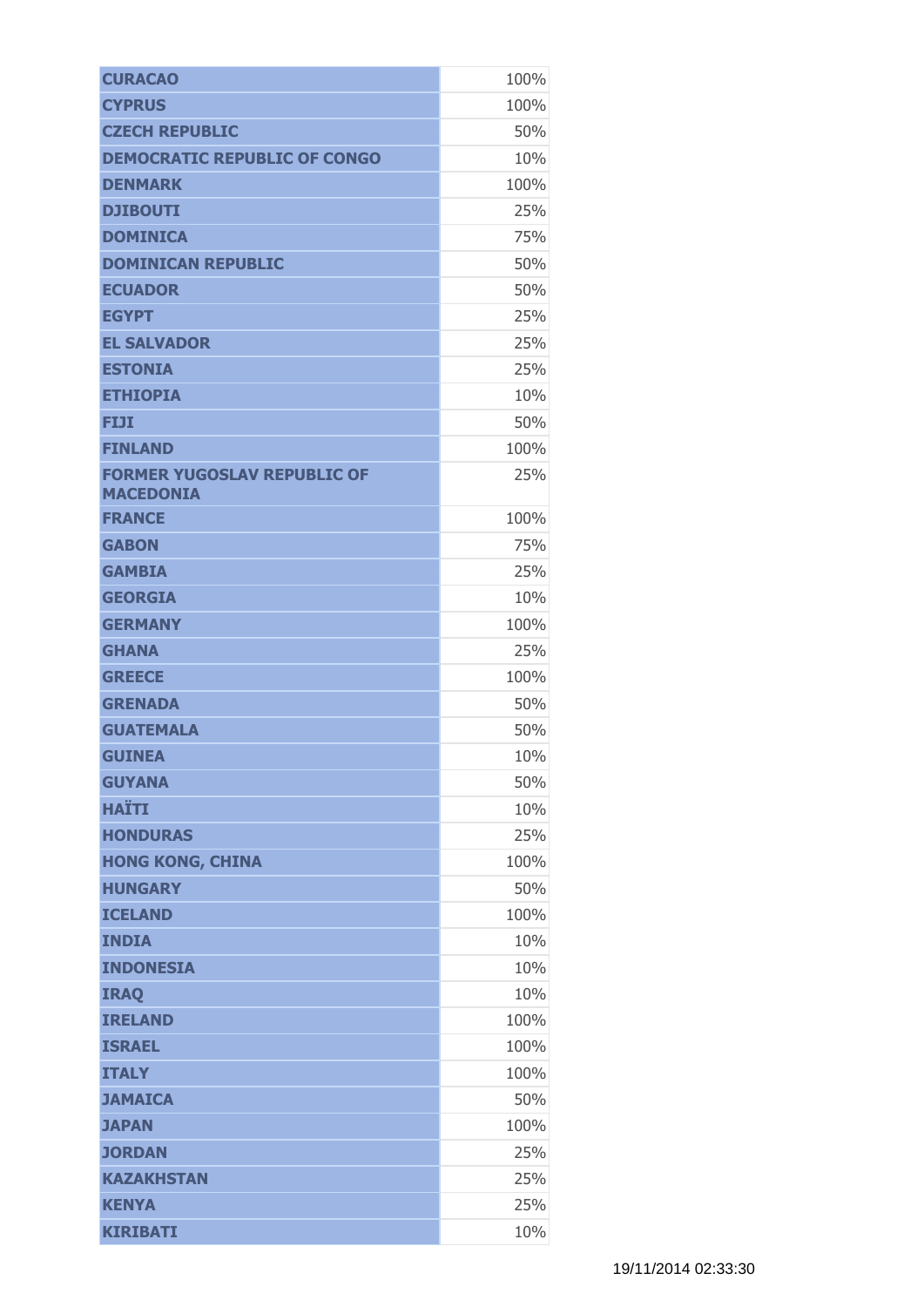| | |
|---|---|
| **CURACAO** | 100% |
| **CYPRUS** | 100% |
| **CZECH REPUBLIC** | 50% |
| **DEMOCRATIC REPUBLIC OF CONGO** | 10% |
| **DENMARK** | 100% |
| **DJIBOUTI** | 25% |
| **DOMINICA** | 75% |
| **DOMINICAN REPUBLIC** | 50% |
| **ECUADOR** | 50% |
| **EGYPT** | 25% |
| **EL SALVADOR** | 25% |
| **ESTONIA** | 25% |
| **ETHIOPIA** | 10% |
| **FIJI** | 50% |
| **FINLAND** | 100% |
| **FORMER YUGOSLAV REPUBLIC OF MACEDONIA** | 25% |
| **FRANCE** | 100% |
| **GABON** | 75% |
| **GAMBIA** | 25% |
| **GEORGIA** | 10% |
| **GERMANY** | 100% |
| **GHANA** | 25% |
| **GREECE** | 100% |
| **GRENADA** | 50% |
| **GUATEMALA** | 50% |
| **GUINEA** | 10% |
| **GUYANA** | 50% |
| **HAÏTI** | 10% |
| **HONDURAS** | 25% |
| **HONG KONG, CHINA** | 100% |
| **HUNGARY** | 50% |
| **ICELAND** | 100% |
| **INDIA** | 10% |
| **INDONESIA** | 10% |
| **IRAQ** | 10% |
| **IRELAND** | 100% |
| **ISRAEL** | 100% |
| **ITALY** | 100% |
| **JAMAICA** | 50% |
| **JAPAN** | 100% |
| **JORDAN** | 25% |
| **KAZAKHSTAN** | 25% |
| **KENYA** | 25% |
| **KIRIBATI** | 10% |

19/11/2014 02:33:30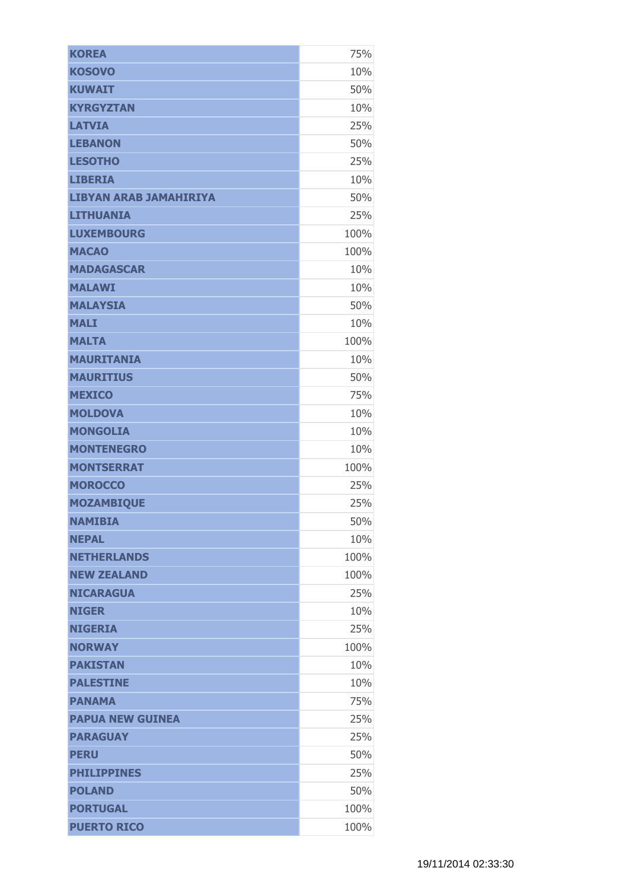| | |
|---|---|
| **KOREA** | 75% |
| **KOSOVO** | 10% |
| **KUWAIT** | 50% |
| **KYRGYZTAN** | 10% |
| **LATVIA** | 25% |
| **LEBANON** | 50% |
| **LESOTHO** | 25% |
| **LIBERIA** | 10% |
| **LIBYAN ARAB JAMAHIRIYA** | 50% |
| **LITHUANIA** | 25% |
| **LUXEMBOURG** | 100% |
| **MACAO** | 100% |
| **MADAGASCAR** | 10% |
| **MALAWI** | 10% |
| **MALAYSIA** | 50% |
| **MALI** | 10% |
| **MALTA** | 100% |
| **MAURITANIA** | 10% |
| **MAURITIUS** | 50% |
| **MEXICO** | 75% |
| **MOLDOVA** | 10% |
| **MONGOLIA** | 10% |
| **MONTENEGRO** | 10% |
| **MONTSERRAT** | 100% |
| **MOROCCO** | 25% |
| **MOZAMBIQUE** | 25% |
| **NAMIBIA** | 50% |
| **NEPAL** | 10% |
| **NETHERLANDS** | 100% |
| **NEW ZEALAND** | 100% |
| **NICARAGUA** | 25% |
| **NIGER** | 10% |
| **NIGERIA** | 25% |
| **NORWAY** | 100% |
| **PAKISTAN** | 10% |
| **PALESTINE** | 10% |
| **PANAMA** | 75% |
| **PAPUA NEW GUINEA** | 25% |
| **PARAGUAY** | 25% |
| **PERU** | 50% |
| **PHILIPPINES** | 25% |
| **POLAND** | 50% |
| **PORTUGAL** | 100% |
| **PUERTO RICO** | 100% |

19/11/2014 02:33:30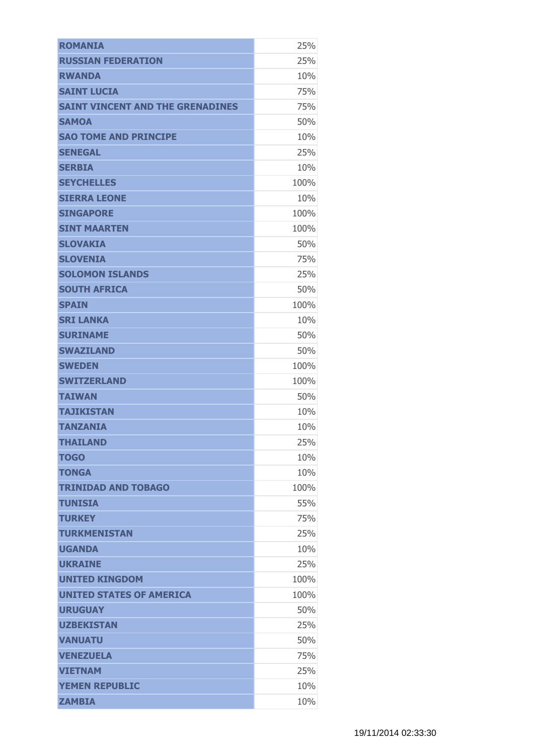| | |
|---|---|
| **ROMANIA** | 25% |
| **RUSSIAN FEDERATION** | 25% |
| **RWANDA** | 10% |
| **SAINT LUCIA** | 75% |
| **SAINT VINCENT AND THE GRENADINES** | 75% |
| **SAMOA** | 50% |
| **SAO TOME AND PRINCIPE** | 10% |
| **SENEGAL** | 25% |
| **SERBIA** | 10% |
| **SEYCHELLES** | 100% |
| **SIERRA LEONE** | 10% |
| **SINGAPORE** | 100% |
| **SINT MAARTEN** | 100% |
| **SLOVAKIA** | 50% |
| **SLOVENIA** | 75% |
| **SOLOMON ISLANDS** | 25% |
| **SOUTH AFRICA** | 50% |
| **SPAIN** | 100% |
| **SRI LANKA** | 10% |
| **SURINAME** | 50% |
| **SWAZILAND** | 50% |
| **SWEDEN** | 100% |
| **SWITZERLAND** | 100% |
| **TAIWAN** | 50% |
| **TAJIKISTAN** | 10% |
| **TANZANIA** | 10% |
| **THAILAND** | 25% |
| **TOGO** | 10% |
| **TONGA** | 10% |
| **TRINIDAD AND TOBAGO** | 100% |
| **TUNISIA** | 55% |
| **TURKEY** | 75% |
| **TURKMENISTAN** | 25% |
| **UGANDA** | 10% |
| **UKRAINE** | 25% |
| **UNITED KINGDOM** | 100% |
| **UNITED STATES OF AMERICA** | 100% |
| **URUGUAY** | 50% |
| **UZBEKISTAN** | 25% |
| **VANUATU** | 50% |
| **VENEZUELA** | 75% |
| **VIETNAM** | 25% |
| **YEMEN REPUBLIC** | 10% |
| **ZAMBIA** | 10% |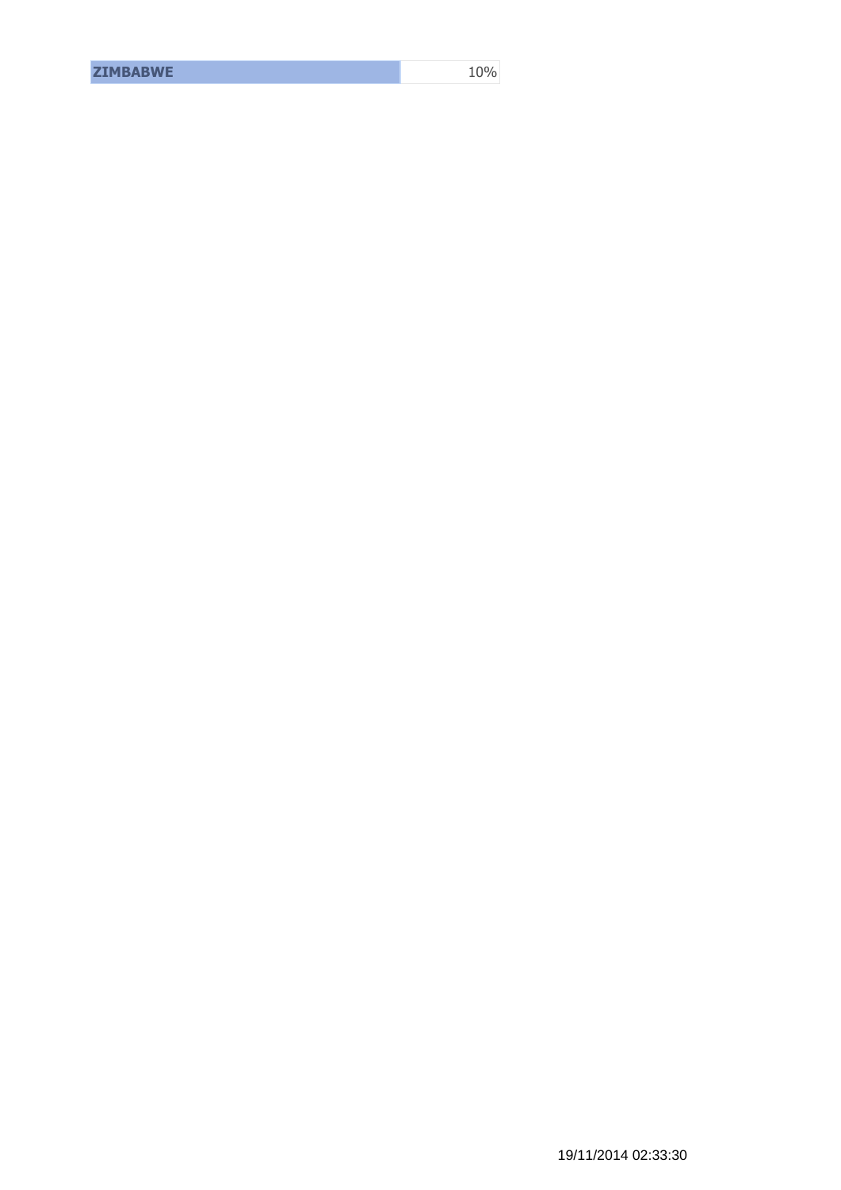| | |
|---|---|
| **ZIMBABWE** | 10% |